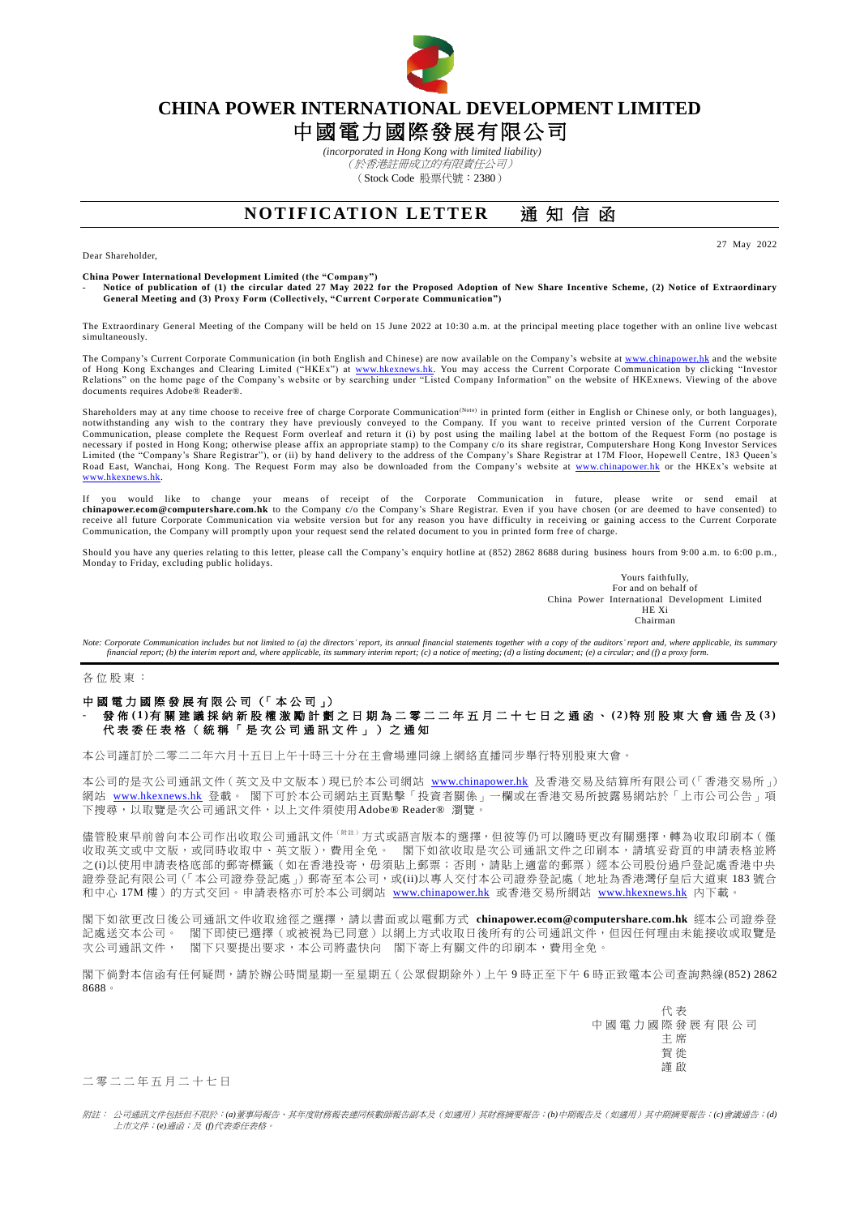# CHINA POWER INTERNATIONAL DEVELOPMENT LIMITED

# 中國電力國際發展有限公司

*(incorporated in Hong Kong with limited liability)*

*（於香港註冊成立的有限責任公司）*

（Stock Code 股票代號：2380）

## NOTIFICATION LETTER 通知信函

Dear Shareholder,

27 May 2022

**China Power International Development Limited (the "Company")**

- **Notice of publication of (1) the circular dated 27 May 2022 for the Proposed Adoption of New Share Incentive Scheme, (2) Notice of Extraordinary General Meeting and (3) Proxy Form (Collectively, "Current Corporate Communication")**

The Extraordinary General Meeting of the Company will be held on 15 June 2022 at 10:30 a.m. at the principal meeting place together with an online live webcast simultaneously.

The Company's Current Corporate Communication (in both English and Chinese) are now available on the Company's website at www.chinapower.hk and the website of Hong Kong Exchanges and Clearing Limited ("HKEx") at www.hkexnews.hk. You may access the Current Corporate Communication by clicking "Investor Relations" on the home page of the Company's website or by searching under "Listed Company Information" on the website of HKExnews. Viewing of the above documents requires Adobe® Reader®.

Shareholders may at any time choose to receive free of charge Corporate Communication(Note) in printed form (either in English or Chinese only, or both languages), notwithstanding any wish to the contrary they have previously conveyed to the Company. If you want to receive printed version of the Current Corporate Communication, please complete the Request Form overleaf and return it (i) by post using the mailing label at the bottom of the Request Form (no postage is necessary if posted in Hong Kong; otherwise please affix an appropriate stamp) to the Company c/o its share registrar, Computershare Hong Kong Investor Services Limited (the "Company's Share Registrar"), or (ii) by hand delivery to the address of the Company's Share Registrar at 17M Floor, Hopewell Centre, 183 Queen's Road East, Wanchai, Hong Kong. The Request Form may also be downloaded from the Company's website at www.chinapower.hk or the HKEx's website at www.hkexnews.hk.

If you would like to change your means of receipt of the Corporate Communication in future, please write or send email at **chinapower.ecom@computershare.com.hk** to the Company c/o the Company's Share Registrar. Even if you have chosen (or are deemed to have consented) to receive all future Corporate Communication via website version but for any reason you have difficulty in receiving or gaining access to the Current Corporate Communication, the Company will promptly upon your request send the related document to you in printed form free of charge.

Should you have any queries relating to this letter, please call the Company's enquiry hotline at (852) 2862 8688 during business hours from 9:00 a.m. to 6:00 p.m., Monday to Friday, excluding public holidays.

Yours faithfully,
For and on behalf of
China Power International Development Limited
HE Xi
Chairman

*Note: Corporate Communication includes but not limited to (a) the directors' report, its annual financial statements together with a copy of the auditors' report and, where applicable, its summary financial report; (b) the interim report and, where applicable, its summary interim report; (c) a notice of meeting; (d) a listing document; (e) a circular; and (f) a proxy form.*

---

各位股東：

**中國電力國際發展有限公司（「本公司」）**

- **發佈(1)有關建議採納新股權激勵計劃之日期為二零二二年五月二十七日之通函、(2)特別股東大會通告及(3)代表委任表格（統稱「是次公司通訊文件」）之通知**

本公司謹訂於二零二二年六月十五日上午十時三十分在主會場連同線上網絡直播同步舉行特別股東大會。

本公司的是次公司通訊文件（英文及中文版本）現已於本公司網站 www.chinapower.hk 及香港交易及結算所有限公司（「香港交易所」）網站 www.hkexnews.hk 登載。 閣下可於本公司網站主頁點擊「投資者關係」一欄或在香港交易所披露易網站於「上市公司公告」項下搜尋，以取覽是次公司通訊文件，以上文件須使用Adobe® Reader® 瀏覽。

儘管股東早前曾向本公司作出收取公司通訊文件（附註）方式或語言版本的選擇，但彼等仍可以隨時更改有關選擇，轉為收取印刷本（僅收取英文或中文版，或同時收取中、英文版），費用全免。 閣下如欲收取是次公司通訊文件之印刷本，請填妥背頁的申請表格並將之(i)以使用申請表格底部的郵寄標籤（如在香港投寄，毋須貼上郵票；否則，請貼上適當的郵票）經本公司股份過戶登記處香港中央證券登記有限公司（「本公司證券登記處」）郵寄至本公司，或(ii)以專人交付本公司證券登記處（地址為香港灣仔皇后大道東 183 號合和中心 17M 樓）的方式交回。申請表格亦可於本公司網站 www.chinapower.hk 或香港交易所網站 www.hkexnews.hk 內下載。

閣下如欲更改日後公司通訊文件收取途徑之選擇，請以書面或以電郵方式 **chinapower.ecom@computershare.com.hk** 經本公司證券登記處送交本公司。 閣下即使已選擇（或被視為已同意）以網上方式收取日後所有的公司通訊文件，但因任何理由未能接收或取覽是次公司通訊文件， 閣下只要提出要求，本公司將盡快向 閣下寄上有關文件的印刷本，費用全免。

閣下倘對本信函有任何疑問，請於辦公時間星期一至星期五（公眾假期除外）上午 9 時正至下午 6 時正致電本公司查詢熱線(852) 2862 8688。

代表
中國電力國際發展有限公司
主席
賀徙
謹啟

二零二二年五月二十七日

*附註： 公司通訊文件包括但不限於：(a)董事局報告、其年度財務報表連同核數師報告副本及（如適用）其財務摘要報告；(b)中期報告及（如適用）其中期摘要報告；(c)會議通告；(d)上市文件；(e)通函；及 (f)代表委任表格。*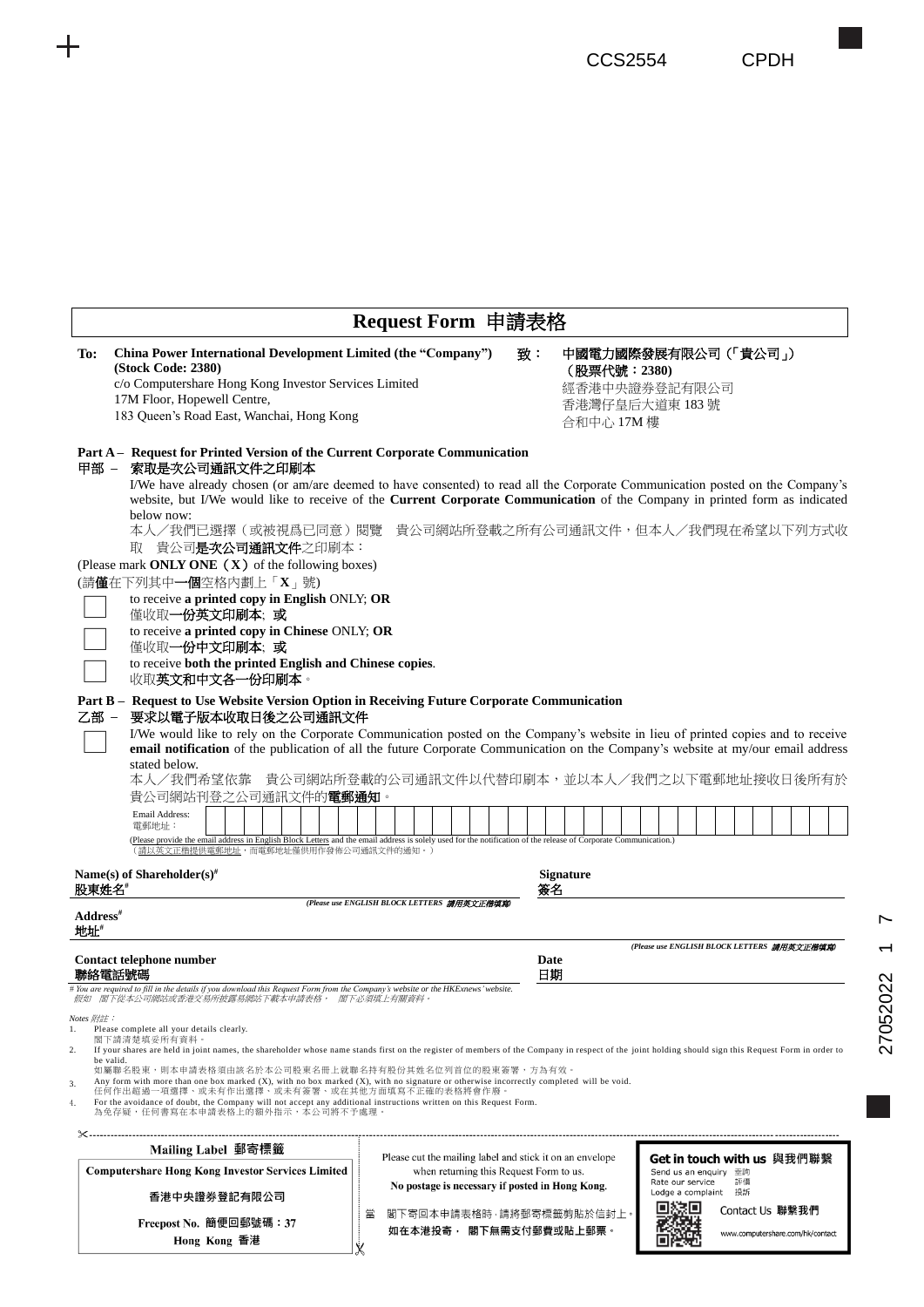# Request Form 申請表格

**To:** **China Power International Development Limited (the "Company")**
**(Stock Code: 2380)**
c/o Computershare Hong Kong Investor Services Limited
17M Floor, Hopewell Centre,
183 Queen's Road East, Wanchai, Hong Kong

**致：** **中國電力國際發展有限公司（「貴公司」）**
**（股票代號：2380）**
經香港中央證券登記有限公司
香港灣仔皇后大道東 183 號
合和中心 17M 樓

## Part A – Request for Printed Version of the Current Corporate Communication
## 甲部 – 索取是次公司通訊文件之印刷本

I/We have already chosen (or am/are deemed to have consented) to read all the Corporate Communication posted on the Company's website, but I/We would like to receive of the **Current Corporate Communication** of the Company in printed form as indicated below now:

本人／我們已選擇（或被視爲已同意）閱覽　貴公司網站所登載之所有公司通訊文件，但本人／我們現在希望以下列方式收取　貴公司**是次公司通訊文件**之印刷本：

(Please mark **ONLY ONE**（**X**）of the following boxes)
(請**僅**在下列其中**一個**空格內劃上「**X**」號)

- ☐ to receive **a printed copy in English** ONLY; **OR**
  僅收取**一份英文印刷本**; **或**
- ☐ to receive **a printed copy in Chinese** ONLY; **OR**
  僅收取**一份中文印刷本**; **或**
- ☐ to receive **both the printed English and Chinese copies**.
  收取**英文和中文各一份印刷本**。

## Part B – Request to Use Website Version Option in Receiving Future Corporate Communication
## 乙部 – 要求以電子版本收取日後之公司通訊文件

☐ I/We would like to rely on the Corporate Communication posted on the Company's website in lieu of printed copies and to receive **email notification** of the publication of all the future Corporate Communication on the Company's website at my/our email address stated below.

本人／我們希望依靠　貴公司網站所登載的公司通訊文件以代替印刷本，並以本人／我們之以下電郵地址接收日後所有於貴公司網站刊登之公司通訊文件的**電郵通知**。

Email Address:
電郵地址：

(Please provide the email address in English Block Letters and the email address is solely used for the notification of the release of Corporate Communication.)
（請以英文正楷提供電郵地址，而電郵地址僅供用作發佈公司通訊文件的通知。）

**Name(s) of Shareholder(s)#**
**股東姓名#**
*(Please use ENGLISH BLOCK LETTERS 請用英文正楷填寫)*

**Signature**
**簽名**

**Address#**
**地址#**
*(Please use ENGLISH BLOCK LETTERS 請用英文正楷填寫)*

**Contact telephone number**
**聯絡電話號碼**

**Date**
**日期**

*# You are required to fill in the details if you download this Request Form from the Company's website or the HKExnews' website.*
*假如　閣下從本公司網站或香港交易所披露易網站下載本申請表格，　閣下必須填上有關資料。*

*Notes 附註：*

1. Please complete all your details clearly.
   閣下請清楚填妥所有資料。
2. If your shares are held in joint names, the shareholder whose name stands first on the register of members of the Company in respect of the joint holding should sign this Request Form in order to be valid.
   如屬聯名股東，則本申請表格須由該名於本公司股東名冊上就聯名持有股份其姓名位列首位的股東簽署，方為有效。
3. Any form with more than one box marked (X), with no box marked (X), with no signature or otherwise incorrectly completed will be void.
   任何作出超過一項選擇、或未有作出選擇、或未有簽署、或在其他方面填寫不正確的表格將會作廢。
4. For the avoidance of doubt, the Company will not accept any additional instructions written on this Request Form.
   為免存疑，任何書寫在本申請表格上的額外指示，本公司將不予處理。

---

**Mailing Label 郵寄標籤**

**Computershare Hong Kong Investor Services Limited**
**香港中央證券登記有限公司**
**Freepost No. 簡便回郵號碼：37**
**Hong Kong 香港**

Please cut the mailing label and stick it on an envelope when returning this Request Form to us.
**No postage is necessary if posted in Hong Kong.**

當　閣下寄回本申請表格時，請將郵寄標籤剪貼於信封上。
**如在本港投寄，　閣下無需支付郵費或貼上郵票。**

**Get in touch with us 與我們聯繫**
Send us an enquiry 查詢
Rate our service 評價
Lodge a complaint 投訴
Contact Us 聯繫我們
www.computershare.com/hk/contact